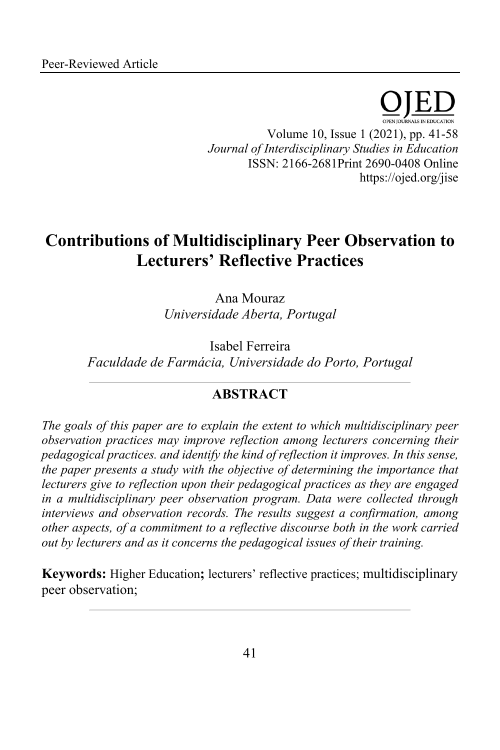Peer-Reviewed Article

# Contributions of Multidisciplinary Peer Observation to Lecturers' Reflective Practices

Ana Mouraz
*Universidade Aberta, Portugal*

Isabel Ferreira
*Faculdade de Farmácia, Universidade do Porto, Portugal*

## ABSTRACT

*The goals of this paper are to explain the extent to which multidisciplinary peer observation practices may improve reflection among lecturers concerning their pedagogical practices. and identify the kind of reflection it improves. In this sense, the paper presents a study with the objective of determining the importance that lecturers give to reflection upon their pedagogical practices as they are engaged in a multidisciplinary peer observation program. Data were collected through interviews and observation records. The results suggest a confirmation, among other aspects, of a commitment to a reflective discourse both in the work carried out by lecturers and as it concerns the pedagogical issues of their training.*

**Keywords:** Higher Education**;** lecturers' reflective practices; multidisciplinary peer observation;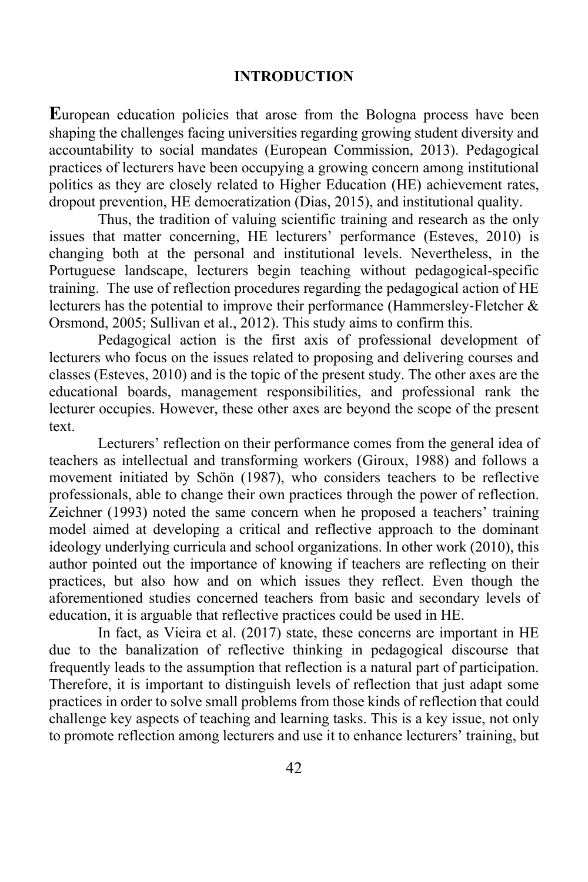## INTRODUCTION

**E**uropean education policies that arose from the Bologna process have been shaping the challenges facing universities regarding growing student diversity and accountability to social mandates (European Commission, 2013). Pedagogical practices of lecturers have been occupying a growing concern among institutional politics as they are closely related to Higher Education (HE) achievement rates, dropout prevention, HE democratization (Dias, 2015), and institutional quality.

Thus, the tradition of valuing scientific training and research as the only issues that matter concerning, HE lecturers' performance (Esteves, 2010) is changing both at the personal and institutional levels. Nevertheless, in the Portuguese landscape, lecturers begin teaching without pedagogical-specific training. The use of reflection procedures regarding the pedagogical action of HE lecturers has the potential to improve their performance (Hammersley-Fletcher & Orsmond, 2005; Sullivan et al., 2012). This study aims to confirm this.

Pedagogical action is the first axis of professional development of lecturers who focus on the issues related to proposing and delivering courses and classes (Esteves, 2010) and is the topic of the present study. The other axes are the educational boards, management responsibilities, and professional rank the lecturer occupies. However, these other axes are beyond the scope of the present text.

Lecturers' reflection on their performance comes from the general idea of teachers as intellectual and transforming workers (Giroux, 1988) and follows a movement initiated by Schön (1987), who considers teachers to be reflective professionals, able to change their own practices through the power of reflection. Zeichner (1993) noted the same concern when he proposed a teachers' training model aimed at developing a critical and reflective approach to the dominant ideology underlying curricula and school organizations. In other work (2010), this author pointed out the importance of knowing if teachers are reflecting on their practices, but also how and on which issues they reflect. Even though the aforementioned studies concerned teachers from basic and secondary levels of education, it is arguable that reflective practices could be used in HE.

In fact, as Vieira et al. (2017) state, these concerns are important in HE due to the banalization of reflective thinking in pedagogical discourse that frequently leads to the assumption that reflection is a natural part of participation. Therefore, it is important to distinguish levels of reflection that just adapt some practices in order to solve small problems from those kinds of reflection that could challenge key aspects of teaching and learning tasks. This is a key issue, not only to promote reflection among lecturers and use it to enhance lecturers' training, but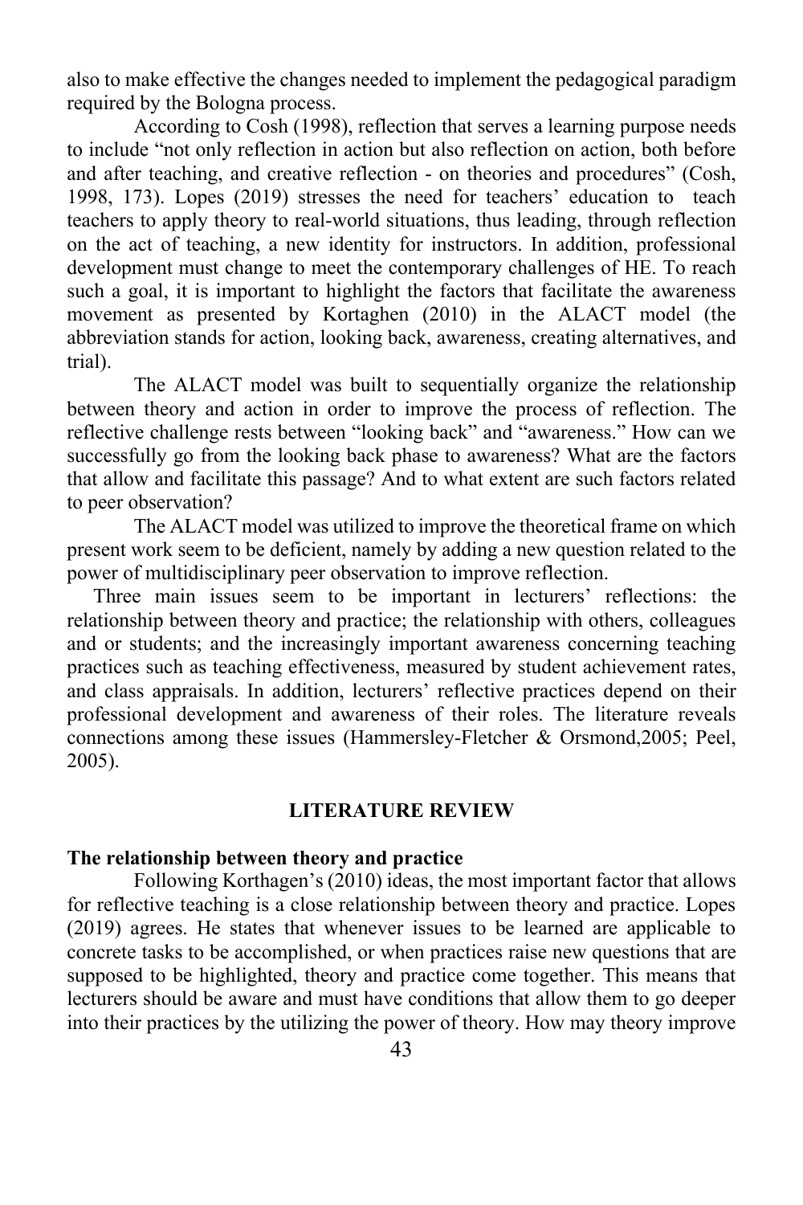also to make effective the changes needed to implement the pedagogical paradigm required by the Bologna process.

According to Cosh (1998), reflection that serves a learning purpose needs to include "not only reflection in action but also reflection on action, both before and after teaching, and creative reflection - on theories and procedures" (Cosh, 1998, 173). Lopes (2019) stresses the need for teachers' education to teach teachers to apply theory to real-world situations, thus leading, through reflection on the act of teaching, a new identity for instructors. In addition, professional development must change to meet the contemporary challenges of HE. To reach such a goal, it is important to highlight the factors that facilitate the awareness movement as presented by Kortaghen (2010) in the ALACT model (the abbreviation stands for action, looking back, awareness, creating alternatives, and trial).

The ALACT model was built to sequentially organize the relationship between theory and action in order to improve the process of reflection. The reflective challenge rests between "looking back" and "awareness." How can we successfully go from the looking back phase to awareness? What are the factors that allow and facilitate this passage? And to what extent are such factors related to peer observation?

The ALACT model was utilized to improve the theoretical frame on which present work seem to be deficient, namely by adding a new question related to the power of multidisciplinary peer observation to improve reflection.

Three main issues seem to be important in lecturers' reflections: the relationship between theory and practice; the relationship with others, colleagues and or students; and the increasingly important awareness concerning teaching practices such as teaching effectiveness, measured by student achievement rates, and class appraisals. In addition, lecturers' reflective practices depend on their professional development and awareness of their roles. The literature reveals connections among these issues (Hammersley-Fletcher & Orsmond,2005; Peel, 2005).

## LITERATURE REVIEW

### The relationship between theory and practice

Following Korthagen's (2010) ideas, the most important factor that allows for reflective teaching is a close relationship between theory and practice. Lopes (2019) agrees. He states that whenever issues to be learned are applicable to concrete tasks to be accomplished, or when practices raise new questions that are supposed to be highlighted, theory and practice come together. This means that lecturers should be aware and must have conditions that allow them to go deeper into their practices by the utilizing the power of theory. How may theory improve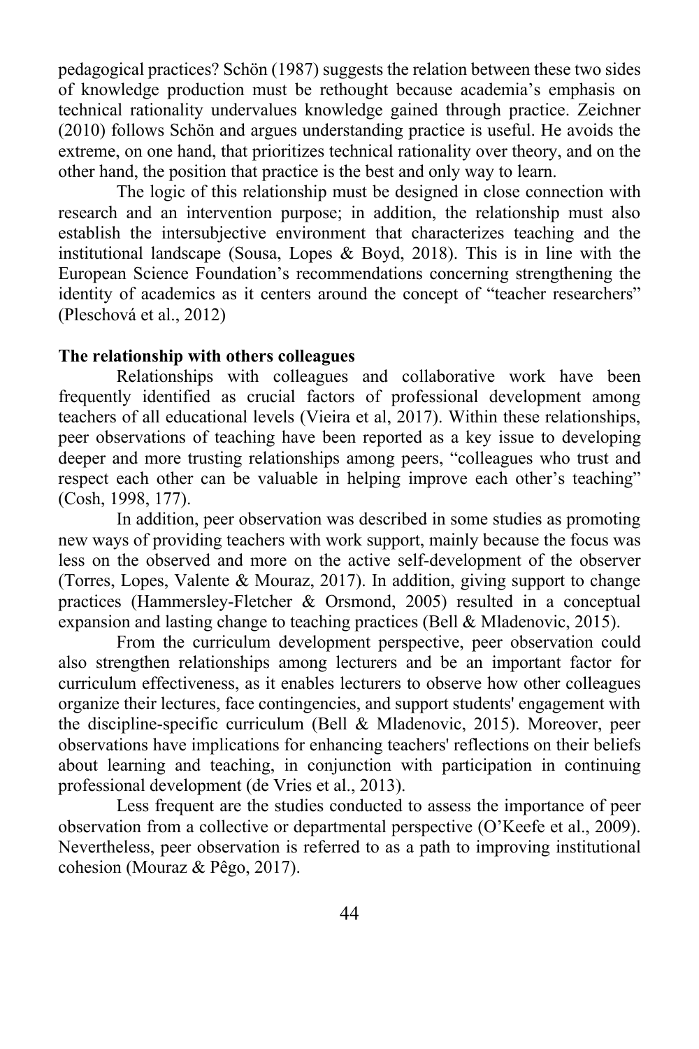pedagogical practices? Schön (1987) suggests the relation between these two sides of knowledge production must be rethought because academia's emphasis on technical rationality undervalues knowledge gained through practice. Zeichner (2010) follows Schön and argues understanding practice is useful. He avoids the extreme, on one hand, that prioritizes technical rationality over theory, and on the other hand, the position that practice is the best and only way to learn.

The logic of this relationship must be designed in close connection with research and an intervention purpose; in addition, the relationship must also establish the intersubjective environment that characterizes teaching and the institutional landscape (Sousa, Lopes & Boyd, 2018). This is in line with the European Science Foundation's recommendations concerning strengthening the identity of academics as it centers around the concept of "teacher researchers" (Pleschová et al., 2012)

**The relationship with others colleagues**

Relationships with colleagues and collaborative work have been frequently identified as crucial factors of professional development among teachers of all educational levels (Vieira et al, 2017). Within these relationships, peer observations of teaching have been reported as a key issue to developing deeper and more trusting relationships among peers, "colleagues who trust and respect each other can be valuable in helping improve each other's teaching" (Cosh, 1998, 177).

In addition, peer observation was described in some studies as promoting new ways of providing teachers with work support, mainly because the focus was less on the observed and more on the active self-development of the observer (Torres, Lopes, Valente & Mouraz, 2017). In addition, giving support to change practices (Hammersley-Fletcher & Orsmond, 2005) resulted in a conceptual expansion and lasting change to teaching practices (Bell & Mladenovic, 2015).

From the curriculum development perspective, peer observation could also strengthen relationships among lecturers and be an important factor for curriculum effectiveness, as it enables lecturers to observe how other colleagues organize their lectures, face contingencies, and support students' engagement with the discipline-specific curriculum (Bell & Mladenovic, 2015). Moreover, peer observations have implications for enhancing teachers' reflections on their beliefs about learning and teaching, in conjunction with participation in continuing professional development (de Vries et al., 2013).

Less frequent are the studies conducted to assess the importance of peer observation from a collective or departmental perspective (O'Keefe et al., 2009). Nevertheless, peer observation is referred to as a path to improving institutional cohesion (Mouraz & Pêgo, 2017).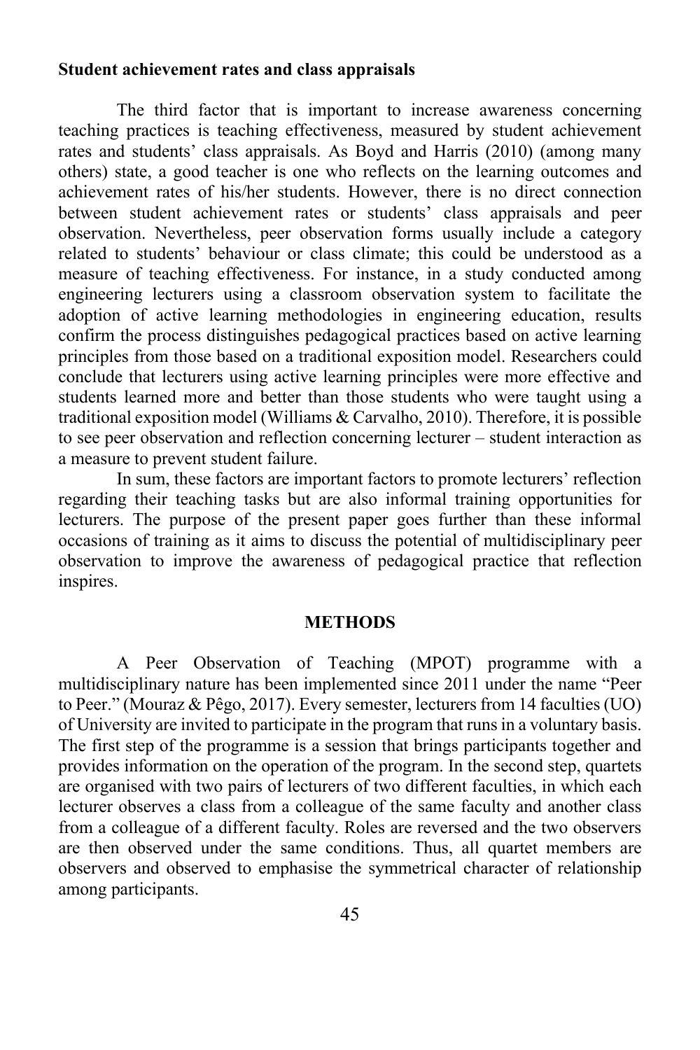**Student achievement rates and class appraisals**

The third factor that is important to increase awareness concerning teaching practices is teaching effectiveness, measured by student achievement rates and students' class appraisals. As Boyd and Harris (2010) (among many others) state, a good teacher is one who reflects on the learning outcomes and achievement rates of his/her students. However, there is no direct connection between student achievement rates or students' class appraisals and peer observation. Nevertheless, peer observation forms usually include a category related to students' behaviour or class climate; this could be understood as a measure of teaching effectiveness. For instance, in a study conducted among engineering lecturers using a classroom observation system to facilitate the adoption of active learning methodologies in engineering education, results confirm the process distinguishes pedagogical practices based on active learning principles from those based on a traditional exposition model. Researchers could conclude that lecturers using active learning principles were more effective and students learned more and better than those students who were taught using a traditional exposition model (Williams & Carvalho, 2010). Therefore, it is possible to see peer observation and reflection concerning lecturer – student interaction as a measure to prevent student failure.

In sum, these factors are important factors to promote lecturers' reflection regarding their teaching tasks but are also informal training opportunities for lecturers. The purpose of the present paper goes further than these informal occasions of training as it aims to discuss the potential of multidisciplinary peer observation to improve the awareness of pedagogical practice that reflection inspires.

## METHODS

A Peer Observation of Teaching (MPOT) programme with a multidisciplinary nature has been implemented since 2011 under the name "Peer to Peer." (Mouraz & Pêgo, 2017). Every semester, lecturers from 14 faculties (UO) of University are invited to participate in the program that runs in a voluntary basis. The first step of the programme is a session that brings participants together and provides information on the operation of the program. In the second step, quartets are organised with two pairs of lecturers of two different faculties, in which each lecturer observes a class from a colleague of the same faculty and another class from a colleague of a different faculty. Roles are reversed and the two observers are then observed under the same conditions. Thus, all quartet members are observers and observed to emphasise the symmetrical character of relationship among participants.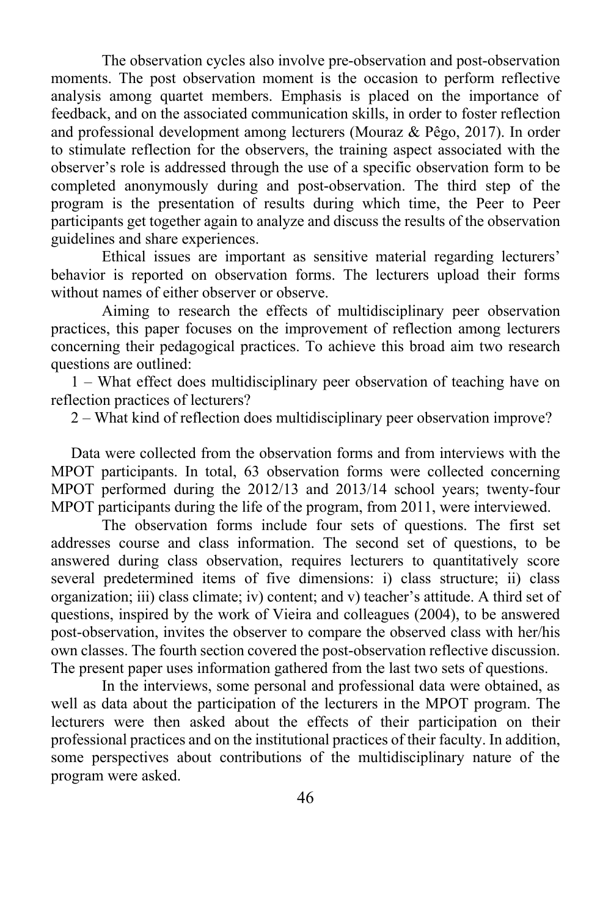The observation cycles also involve pre-observation and post-observation moments. The post observation moment is the occasion to perform reflective analysis among quartet members. Emphasis is placed on the importance of feedback, and on the associated communication skills, in order to foster reflection and professional development among lecturers (Mouraz & Pêgo, 2017). In order to stimulate reflection for the observers, the training aspect associated with the observer's role is addressed through the use of a specific observation form to be completed anonymously during and post-observation. The third step of the program is the presentation of results during which time, the Peer to Peer participants get together again to analyze and discuss the results of the observation guidelines and share experiences.

Ethical issues are important as sensitive material regarding lecturers' behavior is reported on observation forms. The lecturers upload their forms without names of either observer or observe.

Aiming to research the effects of multidisciplinary peer observation practices, this paper focuses on the improvement of reflection among lecturers concerning their pedagogical practices. To achieve this broad aim two research questions are outlined:

1 – What effect does multidisciplinary peer observation of teaching have on reflection practices of lecturers?

2 – What kind of reflection does multidisciplinary peer observation improve?

Data were collected from the observation forms and from interviews with the MPOT participants. In total, 63 observation forms were collected concerning MPOT performed during the 2012/13 and 2013/14 school years; twenty-four MPOT participants during the life of the program, from 2011, were interviewed.

The observation forms include four sets of questions. The first set addresses course and class information. The second set of questions, to be answered during class observation, requires lecturers to quantitatively score several predetermined items of five dimensions: i) class structure; ii) class organization; iii) class climate; iv) content; and v) teacher's attitude. A third set of questions, inspired by the work of Vieira and colleagues (2004), to be answered post-observation, invites the observer to compare the observed class with her/his own classes. The fourth section covered the post-observation reflective discussion. The present paper uses information gathered from the last two sets of questions.

In the interviews, some personal and professional data were obtained, as well as data about the participation of the lecturers in the MPOT program. The lecturers were then asked about the effects of their participation on their professional practices and on the institutional practices of their faculty. In addition, some perspectives about contributions of the multidisciplinary nature of the program were asked.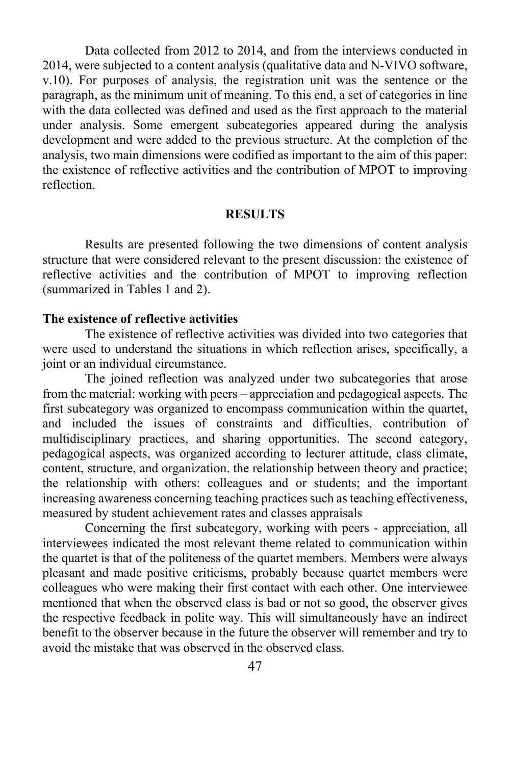Data collected from 2012 to 2014, and from the interviews conducted in 2014, were subjected to a content analysis (qualitative data and N-VIVO software, v.10). For purposes of analysis, the registration unit was the sentence or the paragraph, as the minimum unit of meaning. To this end, a set of categories in line with the data collected was defined and used as the first approach to the material under analysis. Some emergent subcategories appeared during the analysis development and were added to the previous structure. At the completion of the analysis, two main dimensions were codified as important to the aim of this paper: the existence of reflective activities and the contribution of MPOT to improving reflection.

## RESULTS

Results are presented following the two dimensions of content analysis structure that were considered relevant to the present discussion: the existence of reflective activities and the contribution of MPOT to improving reflection (summarized in Tables 1 and 2).

### The existence of reflective activities

The existence of reflective activities was divided into two categories that were used to understand the situations in which reflection arises, specifically, a joint or an individual circumstance.

The joined reflection was analyzed under two subcategories that arose from the material: working with peers – appreciation and pedagogical aspects. The first subcategory was organized to encompass communication within the quartet, and included the issues of constraints and difficulties, contribution of multidisciplinary practices, and sharing opportunities. The second category, pedagogical aspects, was organized according to lecturer attitude, class climate, content, structure, and organization. the relationship between theory and practice; the relationship with others: colleagues and or students; and the important increasing awareness concerning teaching practices such as teaching effectiveness, measured by student achievement rates and classes appraisals

Concerning the first subcategory, working with peers - appreciation, all interviewees indicated the most relevant theme related to communication within the quartet is that of the politeness of the quartet members. Members were always pleasant and made positive criticisms, probably because quartet members were colleagues who were making their first contact with each other. One interviewee mentioned that when the observed class is bad or not so good, the observer gives the respective feedback in polite way. This will simultaneously have an indirect benefit to the observer because in the future the observer will remember and try to avoid the mistake that was observed in the observed class.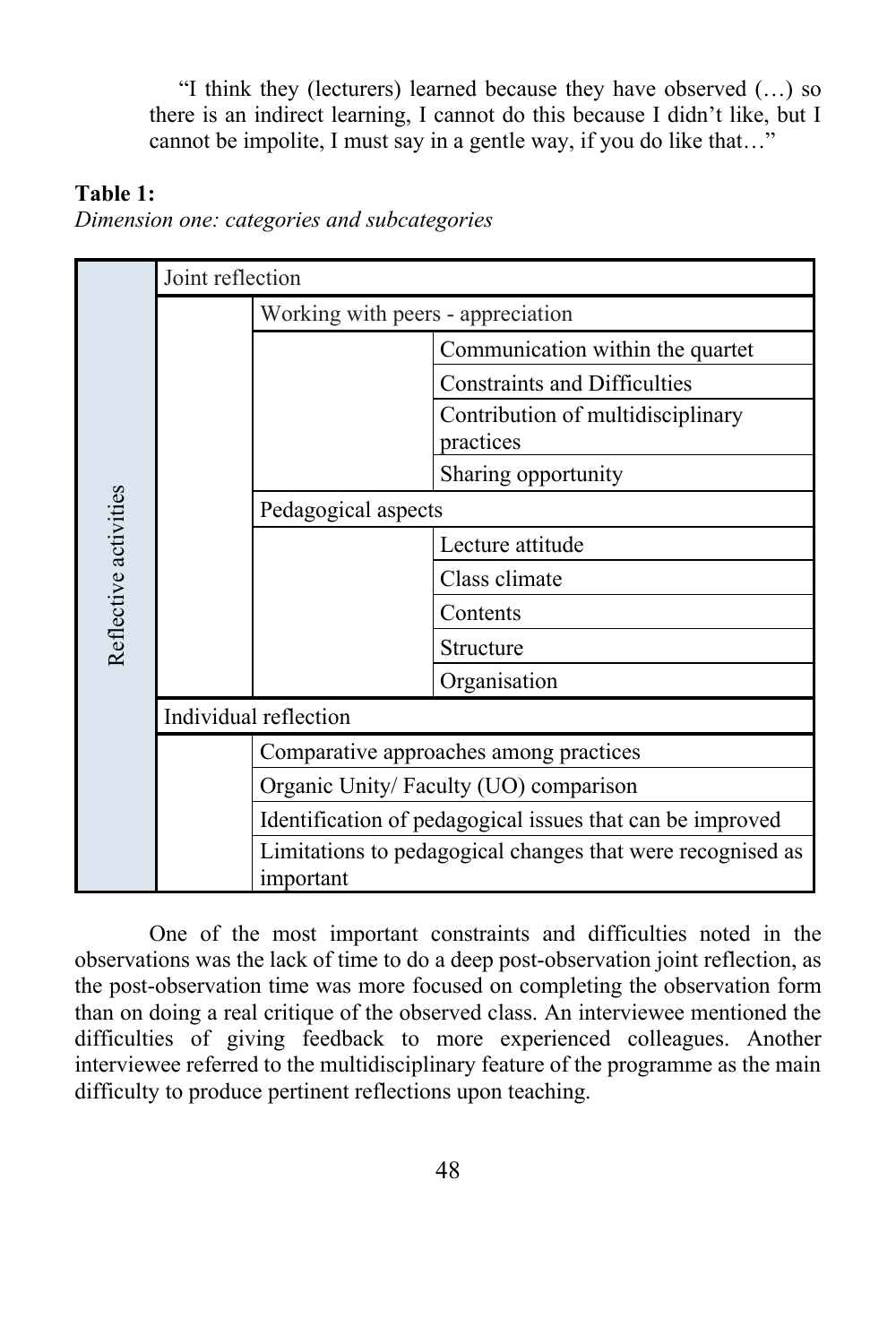> "I think they (lecturers) learned because they have observed (…) so there is an indirect learning, I cannot do this because I didn't like, but I cannot be impolite, I must say in a gentle way, if you do like that…"

**Table 1:**
*Dimension one: categories and subcategories*

| | | | |
|---|---|---|---|
| Reflective activities | Joint reflection | | |
| | | Working with peers - appreciation | |
| | | | Communication within the quartet |
| | | | Constraints and Difficulties |
| | | | Contribution of multidisciplinary practices |
| | | | Sharing opportunity |
| | | Pedagogical aspects | |
| | | | Lecture attitude |
| | | | Class climate |
| | | | Contents |
| | | | Structure |
| | | | Organisation |
| | Individual reflection | | |
| | | Comparative approaches among practices | |
| | | Organic Unity/ Faculty (UO) comparison | |
| | | Identification of pedagogical issues that can be improved | |
| | | Limitations to pedagogical changes that were recognised as important | |

One of the most important constraints and difficulties noted in the observations was the lack of time to do a deep post-observation joint reflection, as the post-observation time was more focused on completing the observation form than on doing a real critique of the observed class. An interviewee mentioned the difficulties of giving feedback to more experienced colleagues. Another interviewee referred to the multidisciplinary feature of the programme as the main difficulty to produce pertinent reflections upon teaching.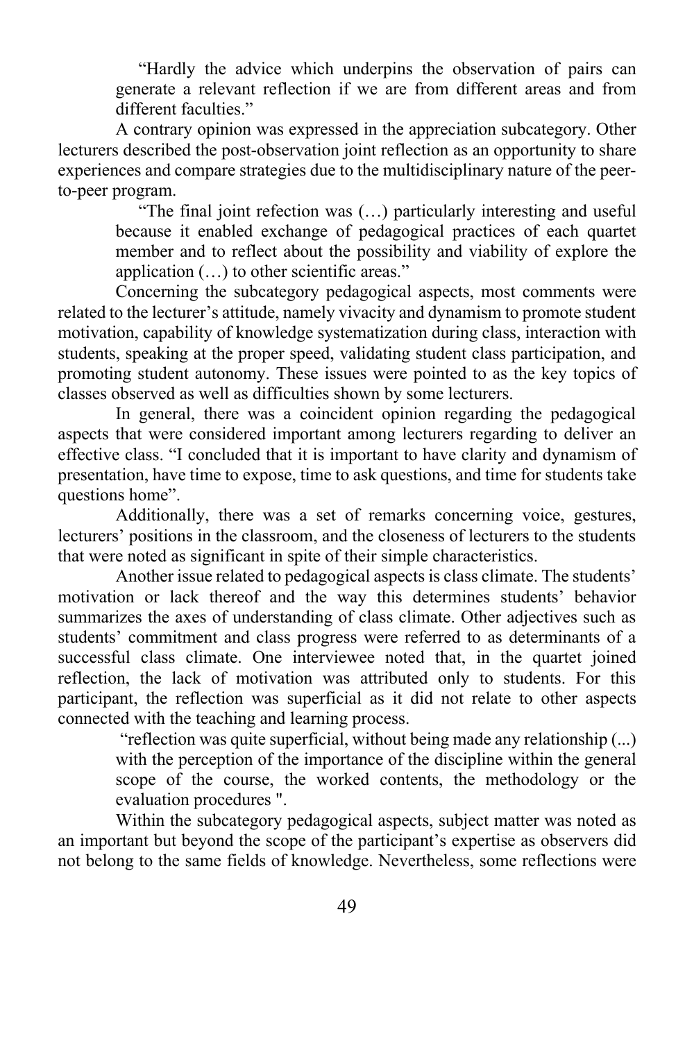> "Hardly the advice which underpins the observation of pairs can generate a relevant reflection if we are from different areas and from different faculties."

A contrary opinion was expressed in the appreciation subcategory. Other lecturers described the post-observation joint reflection as an opportunity to share experiences and compare strategies due to the multidisciplinary nature of the peer-to-peer program.

> "The final joint refection was (…) particularly interesting and useful because it enabled exchange of pedagogical practices of each quartet member and to reflect about the possibility and viability of explore the application (…) to other scientific areas."

Concerning the subcategory pedagogical aspects, most comments were related to the lecturer's attitude, namely vivacity and dynamism to promote student motivation, capability of knowledge systematization during class, interaction with students, speaking at the proper speed, validating student class participation, and promoting student autonomy. These issues were pointed to as the key topics of classes observed as well as difficulties shown by some lecturers.

In general, there was a coincident opinion regarding the pedagogical aspects that were considered important among lecturers regarding to deliver an effective class. "I concluded that it is important to have clarity and dynamism of presentation, have time to expose, time to ask questions, and time for students take questions home".

Additionally, there was a set of remarks concerning voice, gestures, lecturers' positions in the classroom, and the closeness of lecturers to the students that were noted as significant in spite of their simple characteristics.

Another issue related to pedagogical aspects is class climate. The students' motivation or lack thereof and the way this determines students' behavior summarizes the axes of understanding of class climate. Other adjectives such as students' commitment and class progress were referred to as determinants of a successful class climate. One interviewee noted that, in the quartet joined reflection, the lack of motivation was attributed only to students. For this participant, the reflection was superficial as it did not relate to other aspects connected with the teaching and learning process.

> "reflection was quite superficial, without being made any relationship (...) with the perception of the importance of the discipline within the general scope of the course, the worked contents, the methodology or the evaluation procedures ".

Within the subcategory pedagogical aspects, subject matter was noted as an important but beyond the scope of the participant's expertise as observers did not belong to the same fields of knowledge. Nevertheless, some reflections were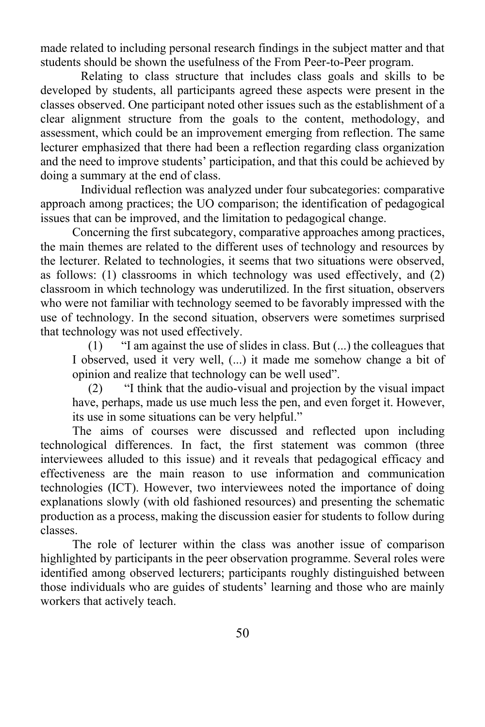made related to including personal research findings in the subject matter and that students should be shown the usefulness of the From Peer-to-Peer program.

Relating to class structure that includes class goals and skills to be developed by students, all participants agreed these aspects were present in the classes observed. One participant noted other issues such as the establishment of a clear alignment structure from the goals to the content, methodology, and assessment, which could be an improvement emerging from reflection. The same lecturer emphasized that there had been a reflection regarding class organization and the need to improve students' participation, and that this could be achieved by doing a summary at the end of class.

Individual reflection was analyzed under four subcategories: comparative approach among practices; the UO comparison; the identification of pedagogical issues that can be improved, and the limitation to pedagogical change.

Concerning the first subcategory, comparative approaches among practices, the main themes are related to the different uses of technology and resources by the lecturer. Related to technologies, it seems that two situations were observed, as follows: (1) classrooms in which technology was used effectively, and (2) classroom in which technology was underutilized. In the first situation, observers who were not familiar with technology seemed to be favorably impressed with the use of technology. In the second situation, observers were sometimes surprised that technology was not used effectively.

> (1) "I am against the use of slides in class. But (...) the colleagues that I observed, used it very well, (...) it made me somehow change a bit of opinion and realize that technology can be well used".
>
> (2) "I think that the audio-visual and projection by the visual impact have, perhaps, made us use much less the pen, and even forget it. However, its use in some situations can be very helpful."

The aims of courses were discussed and reflected upon including technological differences. In fact, the first statement was common (three interviewees alluded to this issue) and it reveals that pedagogical efficacy and effectiveness are the main reason to use information and communication technologies (ICT). However, two interviewees noted the importance of doing explanations slowly (with old fashioned resources) and presenting the schematic production as a process, making the discussion easier for students to follow during classes.

The role of lecturer within the class was another issue of comparison highlighted by participants in the peer observation programme. Several roles were identified among observed lecturers; participants roughly distinguished between those individuals who are guides of students' learning and those who are mainly workers that actively teach.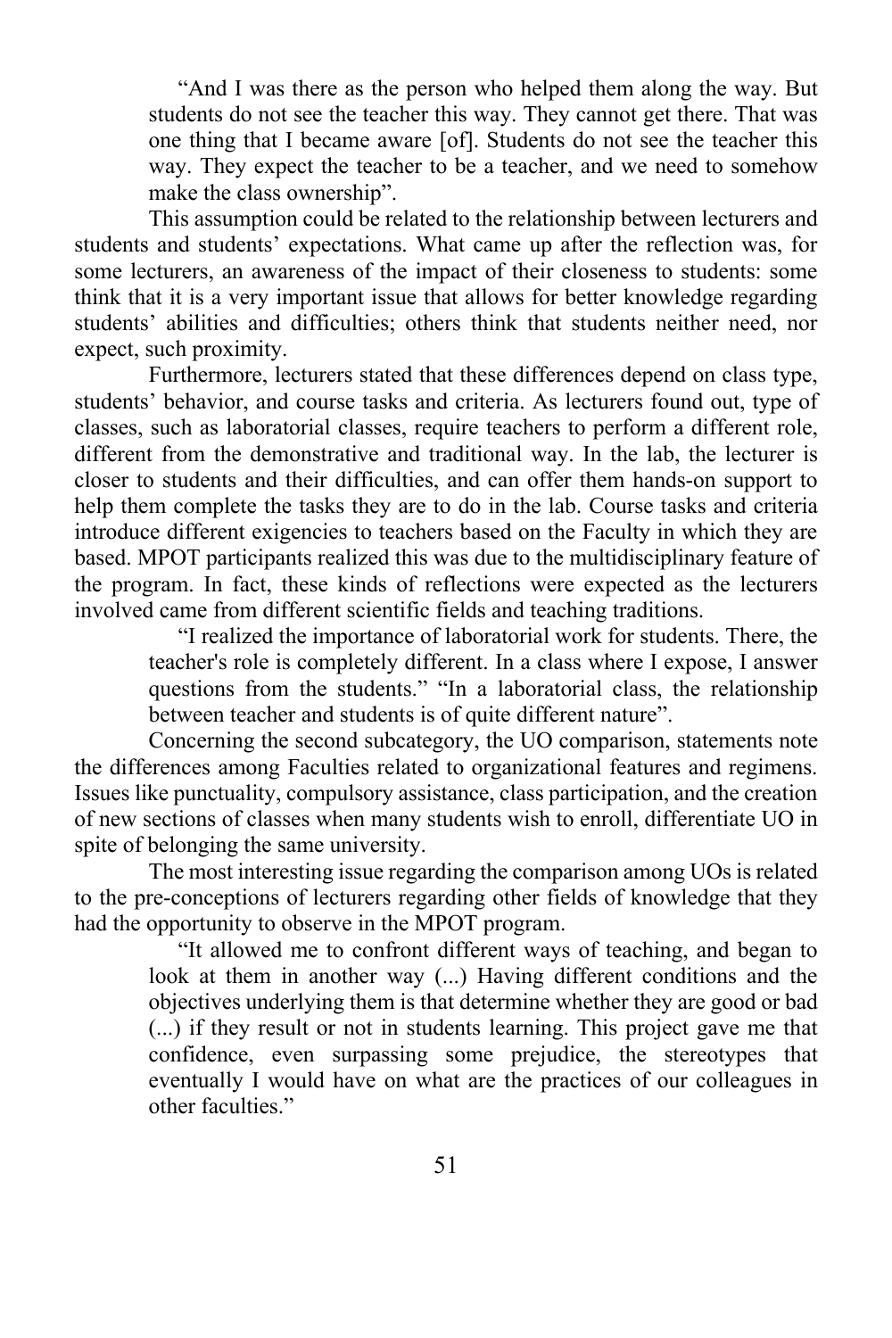> "And I was there as the person who helped them along the way. But students do not see the teacher this way. They cannot get there. That was one thing that I became aware [of]. Students do not see the teacher this way. They expect the teacher to be a teacher, and we need to somehow make the class ownership".

This assumption could be related to the relationship between lecturers and students and students' expectations. What came up after the reflection was, for some lecturers, an awareness of the impact of their closeness to students: some think that it is a very important issue that allows for better knowledge regarding students' abilities and difficulties; others think that students neither need, nor expect, such proximity.

Furthermore, lecturers stated that these differences depend on class type, students' behavior, and course tasks and criteria. As lecturers found out, type of classes, such as laboratorial classes, require teachers to perform a different role, different from the demonstrative and traditional way. In the lab, the lecturer is closer to students and their difficulties, and can offer them hands-on support to help them complete the tasks they are to do in the lab. Course tasks and criteria introduce different exigencies to teachers based on the Faculty in which they are based. MPOT participants realized this was due to the multidisciplinary feature of the program. In fact, these kinds of reflections were expected as the lecturers involved came from different scientific fields and teaching traditions.

> "I realized the importance of laboratorial work for students. There, the teacher's role is completely different. In a class where I expose, I answer questions from the students." "In a laboratorial class, the relationship between teacher and students is of quite different nature".

Concerning the second subcategory, the UO comparison, statements note the differences among Faculties related to organizational features and regimens. Issues like punctuality, compulsory assistance, class participation, and the creation of new sections of classes when many students wish to enroll, differentiate UO in spite of belonging the same university.

The most interesting issue regarding the comparison among UOs is related to the pre-conceptions of lecturers regarding other fields of knowledge that they had the opportunity to observe in the MPOT program.

> "It allowed me to confront different ways of teaching, and began to look at them in another way (...) Having different conditions and the objectives underlying them is that determine whether they are good or bad (...) if they result or not in students learning. This project gave me that confidence, even surpassing some prejudice, the stereotypes that eventually I would have on what are the practices of our colleagues in other faculties."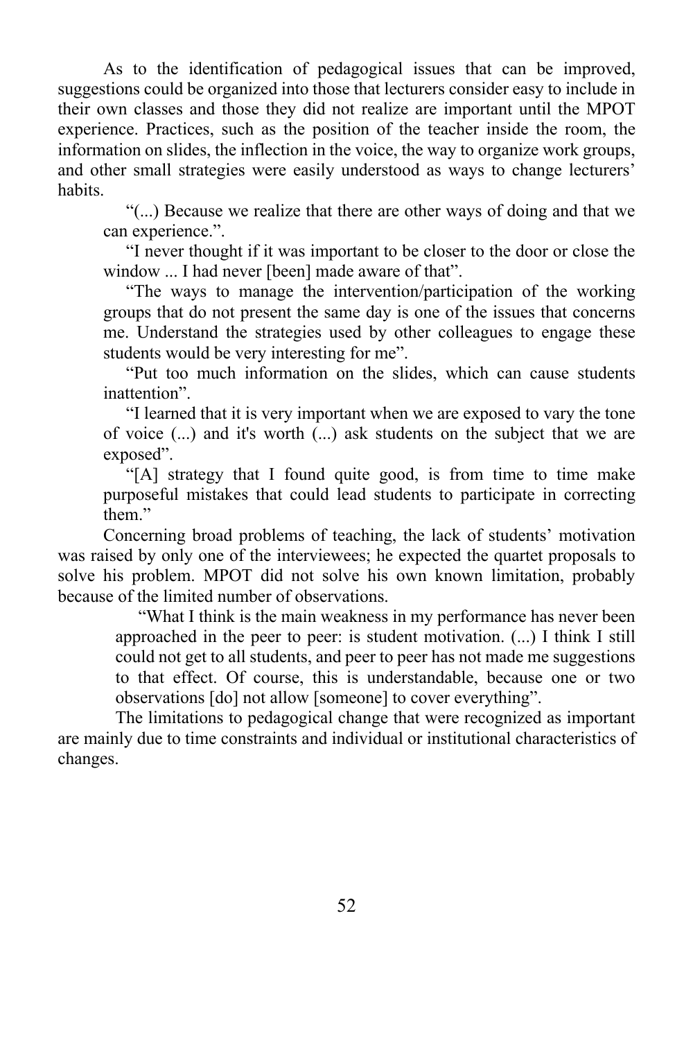As to the identification of pedagogical issues that can be improved, suggestions could be organized into those that lecturers consider easy to include in their own classes and those they did not realize are important until the MPOT experience. Practices, such as the position of the teacher inside the room, the information on slides, the inflection in the voice, the way to organize work groups, and other small strategies were easily understood as ways to change lecturers' habits.

> "(...) Because we realize that there are other ways of doing and that we can experience.".
>
> "I never thought if it was important to be closer to the door or close the window ... I had never [been] made aware of that".
>
> "The ways to manage the intervention/participation of the working groups that do not present the same day is one of the issues that concerns me. Understand the strategies used by other colleagues to engage these students would be very interesting for me".
>
> "Put too much information on the slides, which can cause students inattention".
>
> "I learned that it is very important when we are exposed to vary the tone of voice (...) and it's worth (...) ask students on the subject that we are exposed".
>
> "[A] strategy that I found quite good, is from time to time make purposeful mistakes that could lead students to participate in correcting them."

Concerning broad problems of teaching, the lack of students' motivation was raised by only one of the interviewees; he expected the quartet proposals to solve his problem. MPOT did not solve his own known limitation, probably because of the limited number of observations.

> "What I think is the main weakness in my performance has never been approached in the peer to peer: is student motivation. (...) I think I still could not get to all students, and peer to peer has not made me suggestions to that effect. Of course, this is understandable, because one or two observations [do] not allow [someone] to cover everything".

The limitations to pedagogical change that were recognized as important are mainly due to time constraints and individual or institutional characteristics of changes.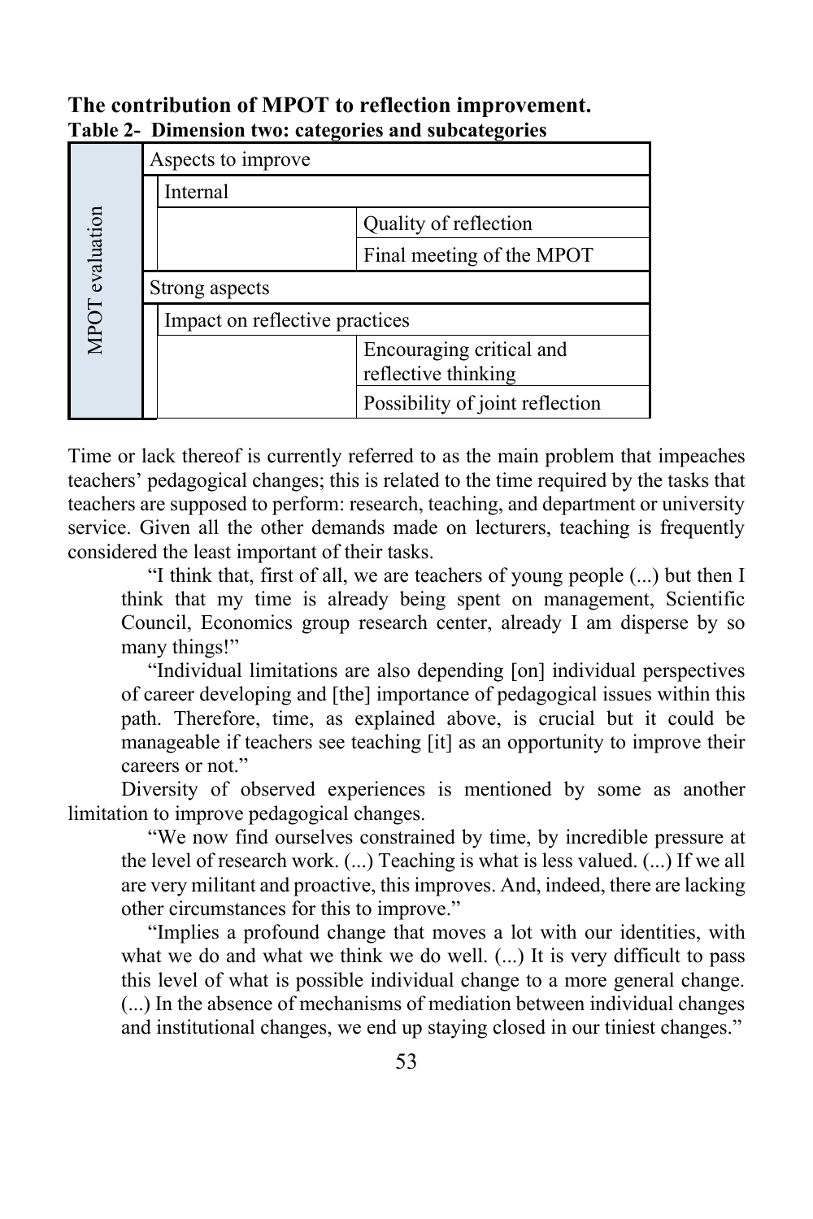**The contribution of MPOT to reflection improvement.**

**Table 2- Dimension two: categories and subcategories**

| | | | |
|---|---|---|---|
| MPOT evaluation | Aspects to improve | | |
| | | Internal | |
| | | | Quality of reflection |
| | | | Final meeting of the MPOT |
| | Strong aspects | | |
| | | Impact on reflective practices | |
| | | | Encouraging critical and reflective thinking |
| | | | Possibility of joint reflection |

Time or lack thereof is currently referred to as the main problem that impeaches teachers' pedagogical changes; this is related to the time required by the tasks that teachers are supposed to perform: research, teaching, and department or university service. Given all the other demands made on lecturers, teaching is frequently considered the least important of their tasks.

> "I think that, first of all, we are teachers of young people (...) but then I think that my time is already being spent on management, Scientific Council, Economics group research center, already I am disperse by so many things!"
>
> "Individual limitations are also depending [on] individual perspectives of career developing and [the] importance of pedagogical issues within this path. Therefore, time, as explained above, is crucial but it could be manageable if teachers see teaching [it] as an opportunity to improve their careers or not."

Diversity of observed experiences is mentioned by some as another limitation to improve pedagogical changes.

> "We now find ourselves constrained by time, by incredible pressure at the level of research work. (...) Teaching is what is less valued. (...) If we all are very militant and proactive, this improves. And, indeed, there are lacking other circumstances for this to improve."
>
> "Implies a profound change that moves a lot with our identities, with what we do and what we think we do well. (...) It is very difficult to pass this level of what is possible individual change to a more general change. (...) In the absence of mechanisms of mediation between individual changes and institutional changes, we end up staying closed in our tiniest changes."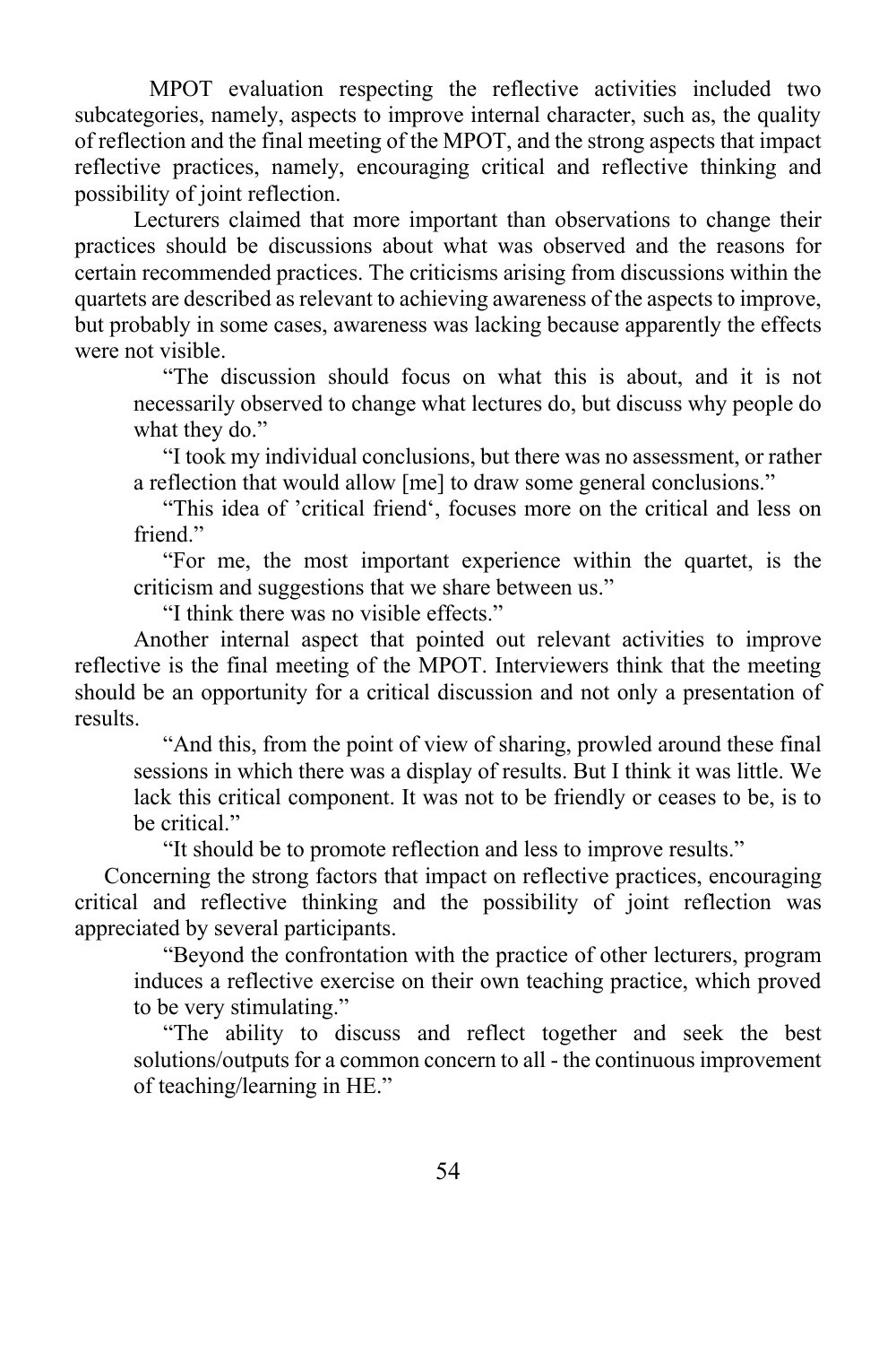MPOT evaluation respecting the reflective activities included two subcategories, namely, aspects to improve internal character, such as, the quality of reflection and the final meeting of the MPOT, and the strong aspects that impact reflective practices, namely, encouraging critical and reflective thinking and possibility of joint reflection.

Lecturers claimed that more important than observations to change their practices should be discussions about what was observed and the reasons for certain recommended practices. The criticisms arising from discussions within the quartets are described as relevant to achieving awareness of the aspects to improve, but probably in some cases, awareness was lacking because apparently the effects were not visible.

> "The discussion should focus on what this is about, and it is not necessarily observed to change what lectures do, but discuss why people do what they do."
>
> "I took my individual conclusions, but there was no assessment, or rather a reflection that would allow [me] to draw some general conclusions."
>
> "This idea of 'critical friend', focuses more on the critical and less on friend."
>
> "For me, the most important experience within the quartet, is the criticism and suggestions that we share between us."
>
> "I think there was no visible effects."

Another internal aspect that pointed out relevant activities to improve reflective is the final meeting of the MPOT. Interviewers think that the meeting should be an opportunity for a critical discussion and not only a presentation of results.

> "And this, from the point of view of sharing, prowled around these final sessions in which there was a display of results. But I think it was little. We lack this critical component. It was not to be friendly or ceases to be, is to be critical."
>
> "It should be to promote reflection and less to improve results."

Concerning the strong factors that impact on reflective practices, encouraging critical and reflective thinking and the possibility of joint reflection was appreciated by several participants.

> "Beyond the confrontation with the practice of other lecturers, program induces a reflective exercise on their own teaching practice, which proved to be very stimulating."
>
> "The ability to discuss and reflect together and seek the best solutions/outputs for a common concern to all - the continuous improvement of teaching/learning in HE."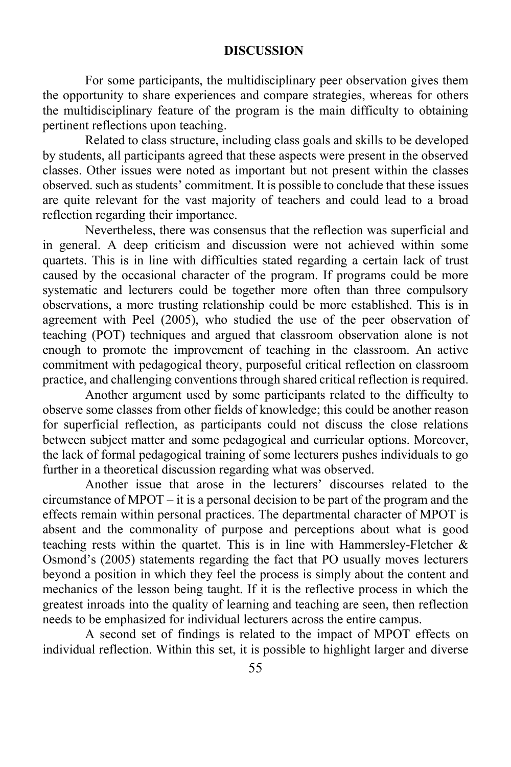## DISCUSSION

For some participants, the multidisciplinary peer observation gives them the opportunity to share experiences and compare strategies, whereas for others the multidisciplinary feature of the program is the main difficulty to obtaining pertinent reflections upon teaching.

Related to class structure, including class goals and skills to be developed by students, all participants agreed that these aspects were present in the observed classes. Other issues were noted as important but not present within the classes observed. such as students' commitment. It is possible to conclude that these issues are quite relevant for the vast majority of teachers and could lead to a broad reflection regarding their importance.

Nevertheless, there was consensus that the reflection was superficial and in general. A deep criticism and discussion were not achieved within some quartets. This is in line with difficulties stated regarding a certain lack of trust caused by the occasional character of the program. If programs could be more systematic and lecturers could be together more often than three compulsory observations, a more trusting relationship could be more established. This is in agreement with Peel (2005), who studied the use of the peer observation of teaching (POT) techniques and argued that classroom observation alone is not enough to promote the improvement of teaching in the classroom. An active commitment with pedagogical theory, purposeful critical reflection on classroom practice, and challenging conventions through shared critical reflection is required.

Another argument used by some participants related to the difficulty to observe some classes from other fields of knowledge; this could be another reason for superficial reflection, as participants could not discuss the close relations between subject matter and some pedagogical and curricular options. Moreover, the lack of formal pedagogical training of some lecturers pushes individuals to go further in a theoretical discussion regarding what was observed.

Another issue that arose in the lecturers' discourses related to the circumstance of MPOT – it is a personal decision to be part of the program and the effects remain within personal practices. The departmental character of MPOT is absent and the commonality of purpose and perceptions about what is good teaching rests within the quartet. This is in line with Hammersley-Fletcher & Osmond's (2005) statements regarding the fact that PO usually moves lecturers beyond a position in which they feel the process is simply about the content and mechanics of the lesson being taught. If it is the reflective process in which the greatest inroads into the quality of learning and teaching are seen, then reflection needs to be emphasized for individual lecturers across the entire campus.

A second set of findings is related to the impact of MPOT effects on individual reflection. Within this set, it is possible to highlight larger and diverse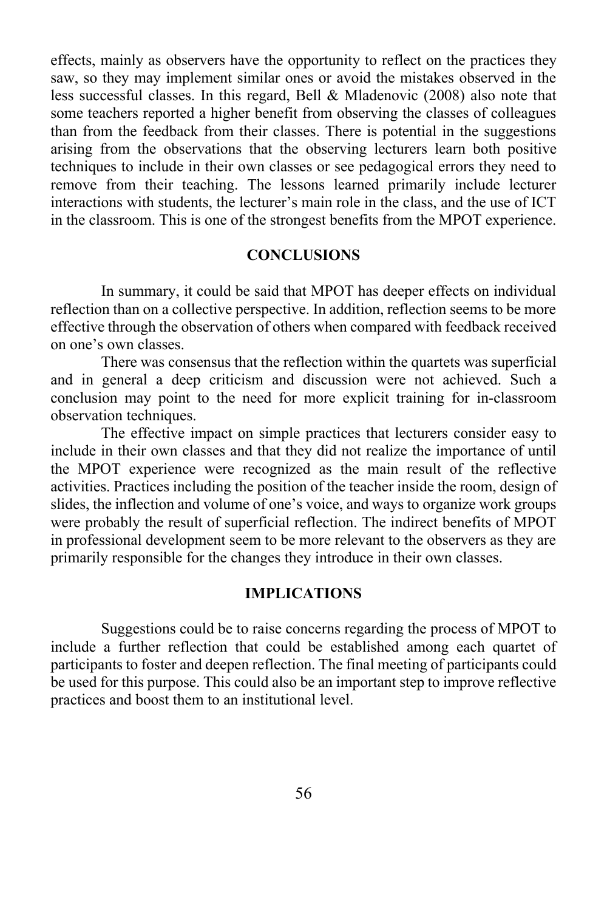effects, mainly as observers have the opportunity to reflect on the practices they saw, so they may implement similar ones or avoid the mistakes observed in the less successful classes. In this regard, Bell & Mladenovic (2008) also note that some teachers reported a higher benefit from observing the classes of colleagues than from the feedback from their classes. There is potential in the suggestions arising from the observations that the observing lecturers learn both positive techniques to include in their own classes or see pedagogical errors they need to remove from their teaching. The lessons learned primarily include lecturer interactions with students, the lecturer's main role in the class, and the use of ICT in the classroom. This is one of the strongest benefits from the MPOT experience.

## CONCLUSIONS

In summary, it could be said that MPOT has deeper effects on individual reflection than on a collective perspective. In addition, reflection seems to be more effective through the observation of others when compared with feedback received on one's own classes.

There was consensus that the reflection within the quartets was superficial and in general a deep criticism and discussion were not achieved. Such a conclusion may point to the need for more explicit training for in-classroom observation techniques.

The effective impact on simple practices that lecturers consider easy to include in their own classes and that they did not realize the importance of until the MPOT experience were recognized as the main result of the reflective activities. Practices including the position of the teacher inside the room, design of slides, the inflection and volume of one's voice, and ways to organize work groups were probably the result of superficial reflection. The indirect benefits of MPOT in professional development seem to be more relevant to the observers as they are primarily responsible for the changes they introduce in their own classes.

## IMPLICATIONS

Suggestions could be to raise concerns regarding the process of MPOT to include a further reflection that could be established among each quartet of participants to foster and deepen reflection. The final meeting of participants could be used for this purpose. This could also be an important step to improve reflective practices and boost them to an institutional level.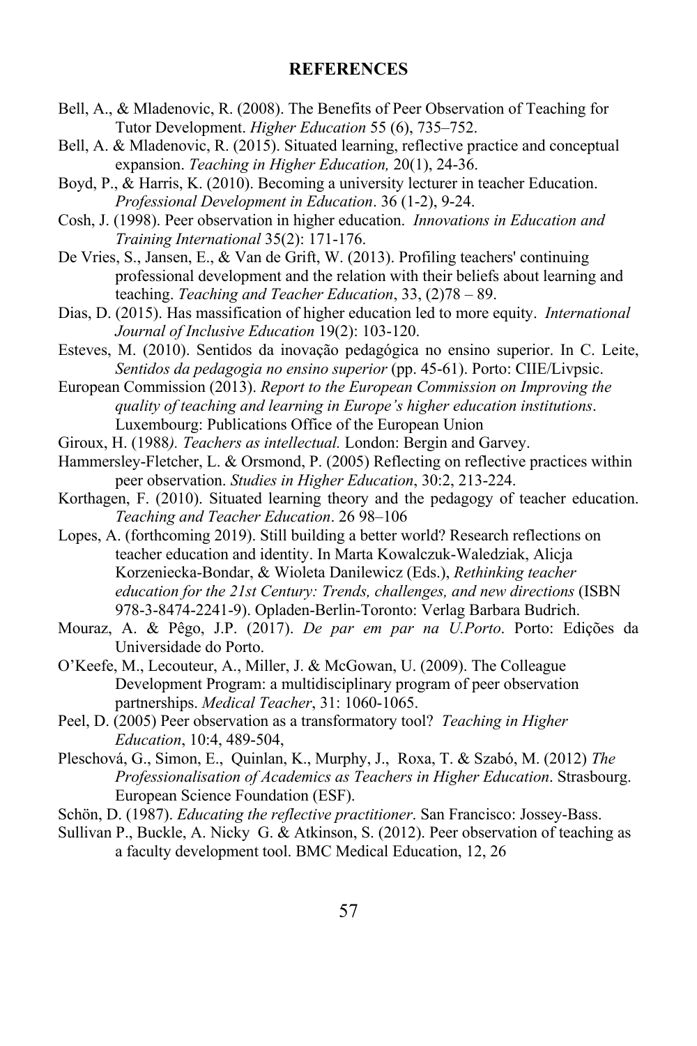## REFERENCES

Bell, A., & Mladenovic, R. (2008). The Benefits of Peer Observation of Teaching for Tutor Development. *Higher Education* 55 (6), 735–752.

Bell, A. & Mladenovic, R. (2015). Situated learning, reflective practice and conceptual expansion. *Teaching in Higher Education,* 20(1), 24-36.

Boyd, P., & Harris, K. (2010). Becoming a university lecturer in teacher Education. *Professional Development in Education*. 36 (1-2), 9-24.

Cosh, J. (1998). Peer observation in higher education. *Innovations in Education and Training International* 35(2): 171-176.

De Vries, S., Jansen, E., & Van de Grift, W. (2013). Profiling teachers' continuing professional development and the relation with their beliefs about learning and teaching. *Teaching and Teacher Education*, 33, (2)78 – 89.

Dias, D. (2015). Has massification of higher education led to more equity. *International Journal of Inclusive Education* 19(2): 103-120.

Esteves, M. (2010). Sentidos da inovação pedagógica no ensino superior. In C. Leite, *Sentidos da pedagogia no ensino superior* (pp. 45-61). Porto: CIIE/Livpsic.

European Commission (2013). *Report to the European Commission on Improving the quality of teaching and learning in Europe's higher education institutions*. Luxembourg: Publications Office of the European Union

Giroux, H. (1988*). Teachers as intellectual.* London: Bergin and Garvey.

Hammersley-Fletcher, L. & Orsmond, P. (2005) Reflecting on reflective practices within peer observation. *Studies in Higher Education*, 30:2, 213-224.

Korthagen, F. (2010). Situated learning theory and the pedagogy of teacher education. *Teaching and Teacher Education*. 26 98–106

Lopes, A. (forthcoming 2019). Still building a better world? Research reflections on teacher education and identity. In Marta Kowalczuk-Waledziak, Alicja Korzeniecka-Bondar, & Wioleta Danilewicz (Eds.), *Rethinking teacher education for the 21st Century: Trends, challenges, and new directions* (ISBN 978-3-8474-2241-9). Opladen-Berlin-Toronto: Verlag Barbara Budrich.

Mouraz, A. & Pêgo, J.P. (2017). *De par em par na U.Porto*. Porto: Edições da Universidade do Porto.

O'Keefe, M., Lecouteur, A., Miller, J. & McGowan, U. (2009). The Colleague Development Program: a multidisciplinary program of peer observation partnerships. *Medical Teacher*, 31: 1060-1065.

Peel, D. (2005) Peer observation as a transformatory tool? *Teaching in Higher Education*, 10:4, 489-504,

Pleschová, G., Simon, E., Quinlan, K., Murphy, J., Roxa, T. & Szabó, M. (2012) *The Professionalisation of Academics as Teachers in Higher Education*. Strasbourg. European Science Foundation (ESF).

Schön, D. (1987). *Educating the reflective practitioner*. San Francisco: Jossey-Bass.

Sullivan P., Buckle, A. Nicky G. & Atkinson, S. (2012). Peer observation of teaching as a faculty development tool. BMC Medical Education, 12, 26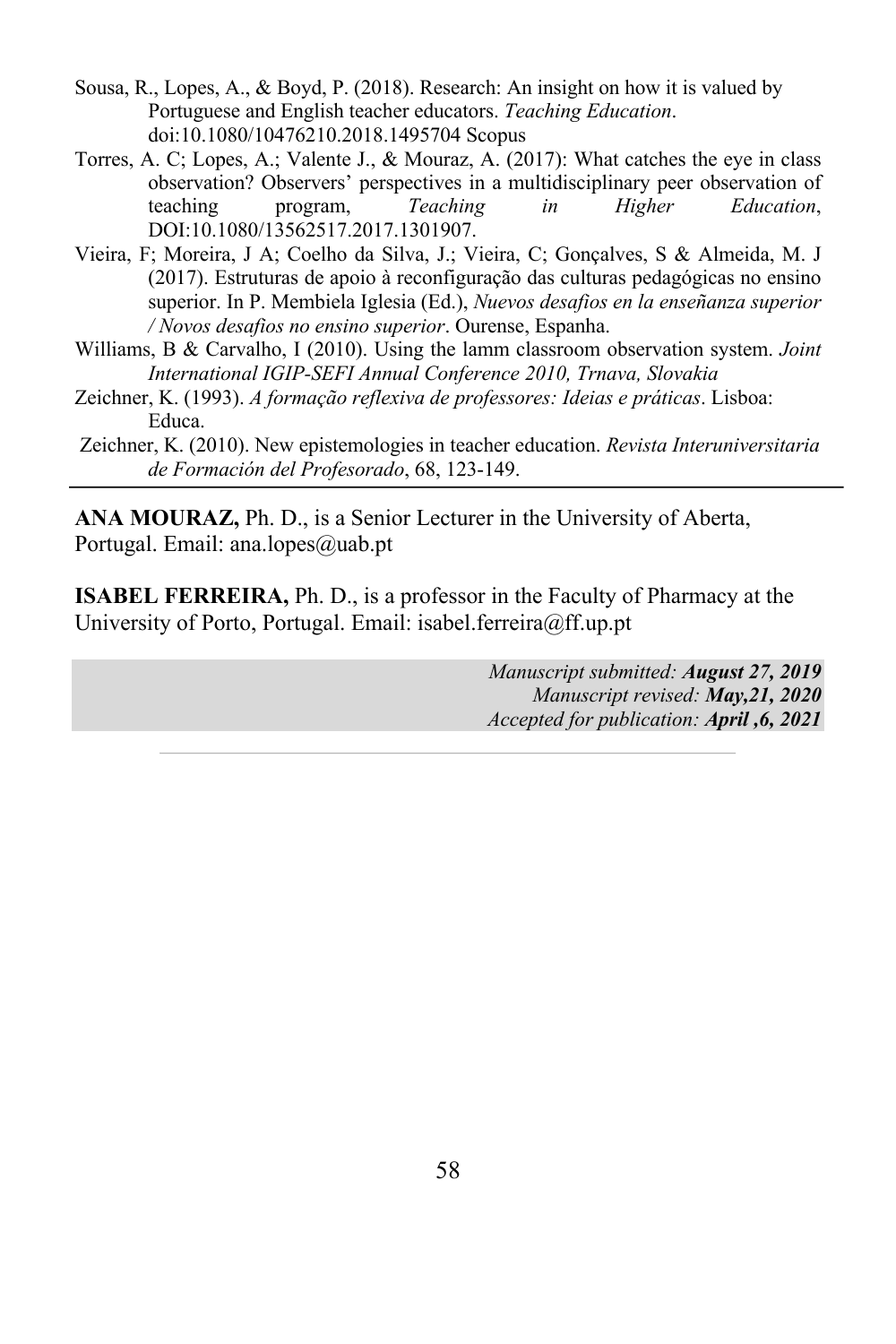Sousa, R., Lopes, A., & Boyd, P. (2018). Research: An insight on how it is valued by Portuguese and English teacher educators. *Teaching Education*. doi:10.1080/10476210.2018.1495704 Scopus

Torres, A. C; Lopes, A.; Valente J., & Mouraz, A. (2017): What catches the eye in class observation? Observers' perspectives in a multidisciplinary peer observation of teaching program, *Teaching in Higher Education*, DOI:10.1080/13562517.2017.1301907.

Vieira, F; Moreira, J A; Coelho da Silva, J.; Vieira, C; Gonçalves, S & Almeida, M. J (2017). Estruturas de apoio à reconfiguração das culturas pedagógicas no ensino superior. In P. Membiela Iglesia (Ed.), *Nuevos desafios en la enseñanza superior / Novos desafios no ensino superior*. Ourense, Espanha.

Williams, B & Carvalho, I (2010). Using the lamm classroom observation system. *Joint International IGIP-SEFI Annual Conference 2010, Trnava, Slovakia*

Zeichner, K. (1993). *A formação reflexiva de professores: Ideias e práticas*. Lisboa: Educa.

Zeichner, K. (2010). New epistemologies in teacher education. *Revista Interuniversitaria de Formación del Profesorado*, 68, 123-149.

---

**ANA MOURAZ,** Ph. D., is a Senior Lecturer in the University of Aberta, Portugal. Email: ana.lopes@uab.pt

**ISABEL FERREIRA,** Ph. D., is a professor in the Faculty of Pharmacy at the University of Porto, Portugal. Email: isabel.ferreira@ff.up.pt

*Manuscript submitted:* ***August 27, 2019***
*Manuscript revised:* ***May,21, 2020***
*Accepted for publication:* ***April ,6, 2021***